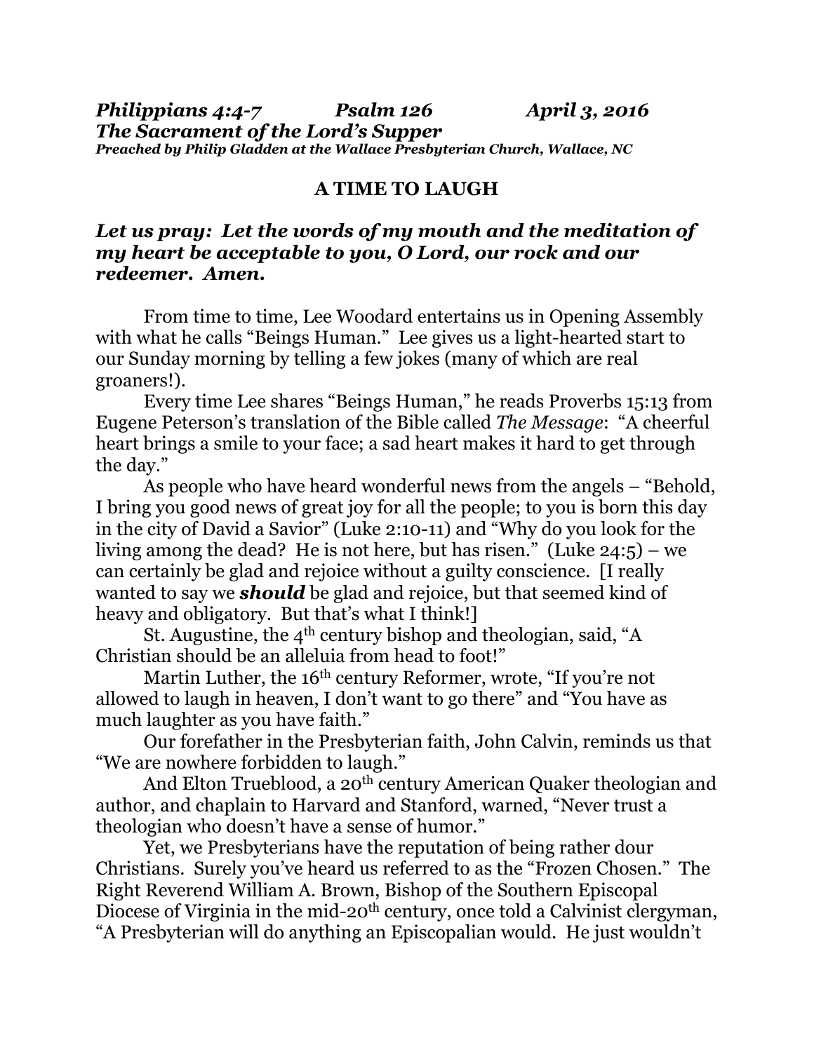***Philippians 4:4-7 Psalm 126 April 3, 2016***
***The Sacrament of the Lord's Supper***
***Preached by Philip Gladden at the Wallace Presbyterian Church, Wallace, NC***

## A TIME TO LAUGH

***Let us pray: Let the words of my mouth and the meditation of my heart be acceptable to you, O Lord, our rock and our redeemer. Amen.***

From time to time, Lee Woodard entertains us in Opening Assembly with what he calls "Beings Human." Lee gives us a light-hearted start to our Sunday morning by telling a few jokes (many of which are real groaners!).

Every time Lee shares "Beings Human," he reads Proverbs 15:13 from Eugene Peterson's translation of the Bible called *The Message*: "A cheerful heart brings a smile to your face; a sad heart makes it hard to get through the day."

As people who have heard wonderful news from the angels – "Behold, I bring you good news of great joy for all the people; to you is born this day in the city of David a Savior" (Luke 2:10-11) and "Why do you look for the living among the dead? He is not here, but has risen." (Luke 24:5) – we can certainly be glad and rejoice without a guilty conscience. [I really wanted to say we ***should*** be glad and rejoice, but that seemed kind of heavy and obligatory. But that's what I think!]

St. Augustine, the 4th century bishop and theologian, said, "A Christian should be an alleluia from head to foot!"

Martin Luther, the 16th century Reformer, wrote, "If you're not allowed to laugh in heaven, I don't want to go there" and "You have as much laughter as you have faith."

Our forefather in the Presbyterian faith, John Calvin, reminds us that "We are nowhere forbidden to laugh."

And Elton Trueblood, a 20th century American Quaker theologian and author, and chaplain to Harvard and Stanford, warned, "Never trust a theologian who doesn't have a sense of humor."

Yet, we Presbyterians have the reputation of being rather dour Christians. Surely you've heard us referred to as the "Frozen Chosen." The Right Reverend William A. Brown, Bishop of the Southern Episcopal Diocese of Virginia in the mid-20th century, once told a Calvinist clergyman, "A Presbyterian will do anything an Episcopalian would. He just wouldn't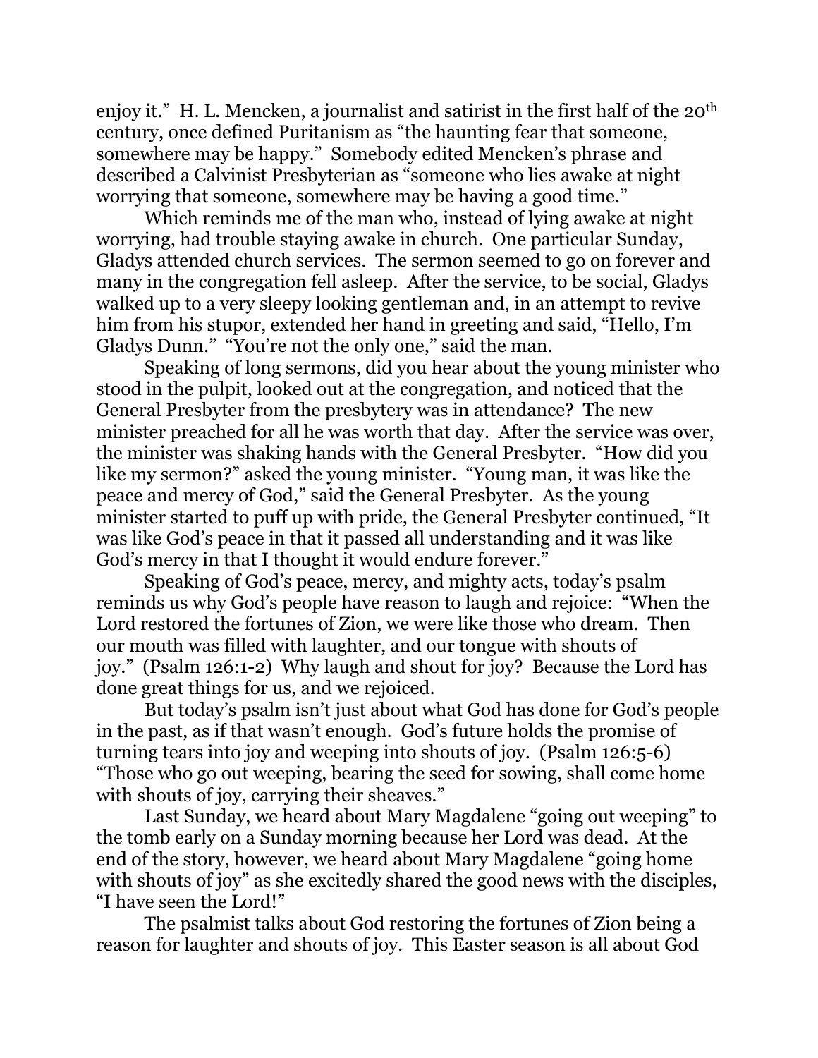enjoy it." H. L. Mencken, a journalist and satirist in the first half of the 20th century, once defined Puritanism as "the haunting fear that someone, somewhere may be happy." Somebody edited Mencken's phrase and described a Calvinist Presbyterian as "someone who lies awake at night worrying that someone, somewhere may be having a good time."

Which reminds me of the man who, instead of lying awake at night worrying, had trouble staying awake in church. One particular Sunday, Gladys attended church services. The sermon seemed to go on forever and many in the congregation fell asleep. After the service, to be social, Gladys walked up to a very sleepy looking gentleman and, in an attempt to revive him from his stupor, extended her hand in greeting and said, "Hello, I'm Gladys Dunn." "You're not the only one," said the man.

Speaking of long sermons, did you hear about the young minister who stood in the pulpit, looked out at the congregation, and noticed that the General Presbyter from the presbytery was in attendance? The new minister preached for all he was worth that day. After the service was over, the minister was shaking hands with the General Presbyter. "How did you like my sermon?" asked the young minister. "Young man, it was like the peace and mercy of God," said the General Presbyter. As the young minister started to puff up with pride, the General Presbyter continued, "It was like God's peace in that it passed all understanding and it was like God's mercy in that I thought it would endure forever."

Speaking of God's peace, mercy, and mighty acts, today's psalm reminds us why God's people have reason to laugh and rejoice: "When the Lord restored the fortunes of Zion, we were like those who dream. Then our mouth was filled with laughter, and our tongue with shouts of joy." (Psalm 126:1-2) Why laugh and shout for joy? Because the Lord has done great things for us, and we rejoiced.

But today's psalm isn't just about what God has done for God's people in the past, as if that wasn't enough. God's future holds the promise of turning tears into joy and weeping into shouts of joy. (Psalm 126:5-6) "Those who go out weeping, bearing the seed for sowing, shall come home with shouts of joy, carrying their sheaves."

Last Sunday, we heard about Mary Magdalene "going out weeping" to the tomb early on a Sunday morning because her Lord was dead. At the end of the story, however, we heard about Mary Magdalene "going home with shouts of joy" as she excitedly shared the good news with the disciples, "I have seen the Lord!"

The psalmist talks about God restoring the fortunes of Zion being a reason for laughter and shouts of joy. This Easter season is all about God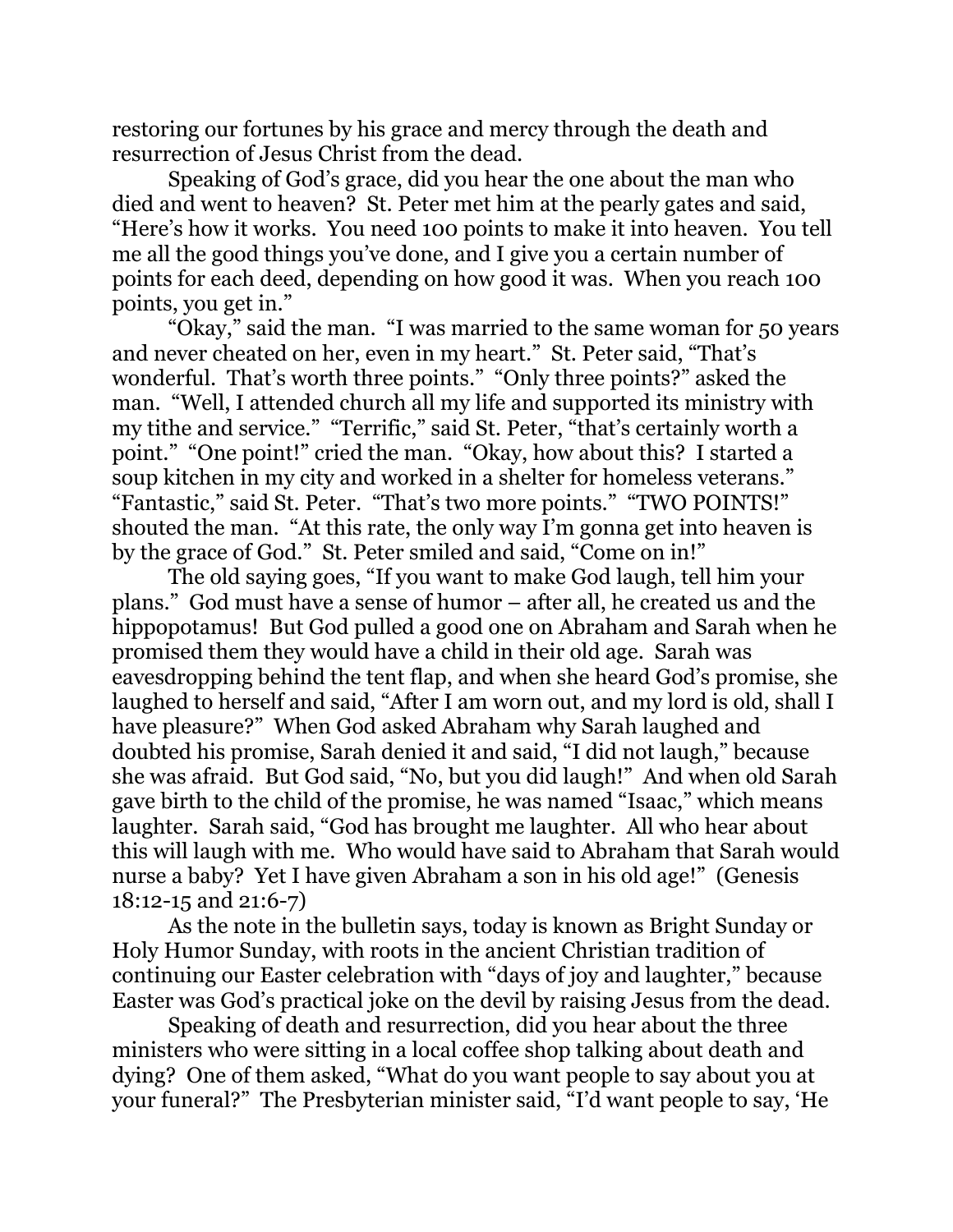restoring our fortunes by his grace and mercy through the death and resurrection of Jesus Christ from the dead.

Speaking of God's grace, did you hear the one about the man who died and went to heaven? St. Peter met him at the pearly gates and said, "Here's how it works. You need 100 points to make it into heaven. You tell me all the good things you've done, and I give you a certain number of points for each deed, depending on how good it was. When you reach 100 points, you get in."

"Okay," said the man. "I was married to the same woman for 50 years and never cheated on her, even in my heart." St. Peter said, "That's wonderful. That's worth three points." "Only three points?" asked the man. "Well, I attended church all my life and supported its ministry with my tithe and service." "Terrific," said St. Peter, "that's certainly worth a point." "One point!" cried the man. "Okay, how about this? I started a soup kitchen in my city and worked in a shelter for homeless veterans." "Fantastic," said St. Peter. "That's two more points." "TWO POINTS!" shouted the man. "At this rate, the only way I'm gonna get into heaven is by the grace of God." St. Peter smiled and said, "Come on in!"

The old saying goes, "If you want to make God laugh, tell him your plans." God must have a sense of humor – after all, he created us and the hippopotamus! But God pulled a good one on Abraham and Sarah when he promised them they would have a child in their old age. Sarah was eavesdropping behind the tent flap, and when she heard God's promise, she laughed to herself and said, "After I am worn out, and my lord is old, shall I have pleasure?" When God asked Abraham why Sarah laughed and doubted his promise, Sarah denied it and said, "I did not laugh," because she was afraid. But God said, "No, but you did laugh!" And when old Sarah gave birth to the child of the promise, he was named "Isaac," which means laughter. Sarah said, "God has brought me laughter. All who hear about this will laugh with me. Who would have said to Abraham that Sarah would nurse a baby? Yet I have given Abraham a son in his old age!" (Genesis 18:12-15 and 21:6-7)

As the note in the bulletin says, today is known as Bright Sunday or Holy Humor Sunday, with roots in the ancient Christian tradition of continuing our Easter celebration with "days of joy and laughter," because Easter was God's practical joke on the devil by raising Jesus from the dead.

Speaking of death and resurrection, did you hear about the three ministers who were sitting in a local coffee shop talking about death and dying? One of them asked, "What do you want people to say about you at your funeral?" The Presbyterian minister said, "I'd want people to say, 'He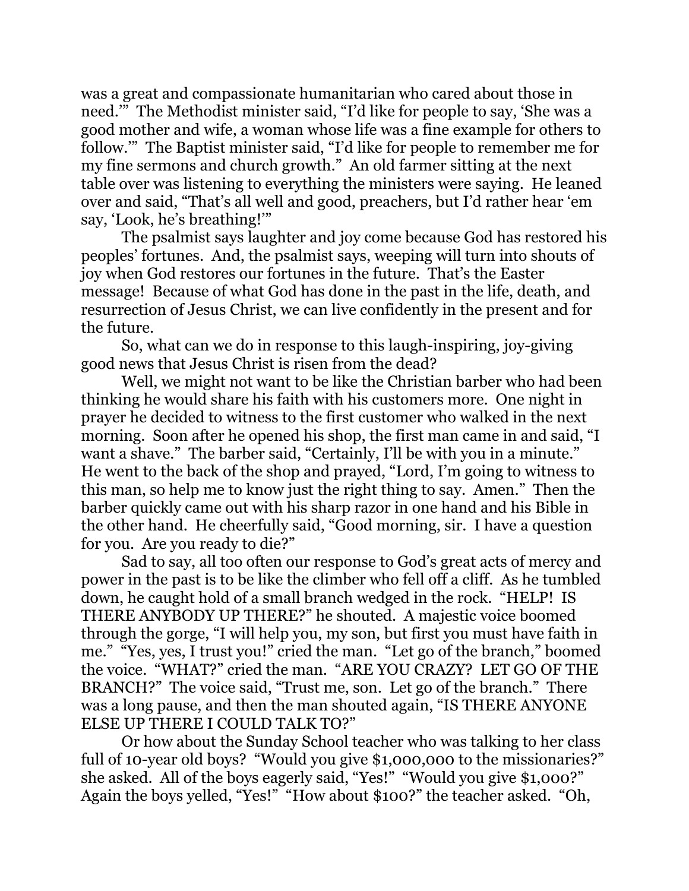was a great and compassionate humanitarian who cared about those in need.'" The Methodist minister said, "I'd like for people to say, 'She was a good mother and wife, a woman whose life was a fine example for others to follow.'" The Baptist minister said, "I'd like for people to remember me for my fine sermons and church growth." An old farmer sitting at the next table over was listening to everything the ministers were saying. He leaned over and said, "That's all well and good, preachers, but I'd rather hear 'em say, 'Look, he's breathing!'"

The psalmist says laughter and joy come because God has restored his peoples' fortunes. And, the psalmist says, weeping will turn into shouts of joy when God restores our fortunes in the future. That's the Easter message! Because of what God has done in the past in the life, death, and resurrection of Jesus Christ, we can live confidently in the present and for the future.

So, what can we do in response to this laugh-inspiring, joy-giving good news that Jesus Christ is risen from the dead?

Well, we might not want to be like the Christian barber who had been thinking he would share his faith with his customers more. One night in prayer he decided to witness to the first customer who walked in the next morning. Soon after he opened his shop, the first man came in and said, "I want a shave." The barber said, "Certainly, I'll be with you in a minute." He went to the back of the shop and prayed, "Lord, I'm going to witness to this man, so help me to know just the right thing to say. Amen." Then the barber quickly came out with his sharp razor in one hand and his Bible in the other hand. He cheerfully said, "Good morning, sir. I have a question for you. Are you ready to die?"

Sad to say, all too often our response to God's great acts of mercy and power in the past is to be like the climber who fell off a cliff. As he tumbled down, he caught hold of a small branch wedged in the rock. "HELP! IS THERE ANYBODY UP THERE?" he shouted. A majestic voice boomed through the gorge, "I will help you, my son, but first you must have faith in me." "Yes, yes, I trust you!" cried the man. "Let go of the branch," boomed the voice. "WHAT?" cried the man. "ARE YOU CRAZY? LET GO OF THE BRANCH?" The voice said, "Trust me, son. Let go of the branch." There was a long pause, and then the man shouted again, "IS THERE ANYONE ELSE UP THERE I COULD TALK TO?"

Or how about the Sunday School teacher who was talking to her class full of 10-year old boys? "Would you give $1,000,000 to the missionaries?" she asked. All of the boys eagerly said, "Yes!" "Would you give $1,000?" Again the boys yelled, "Yes!" "How about $100?" the teacher asked. "Oh,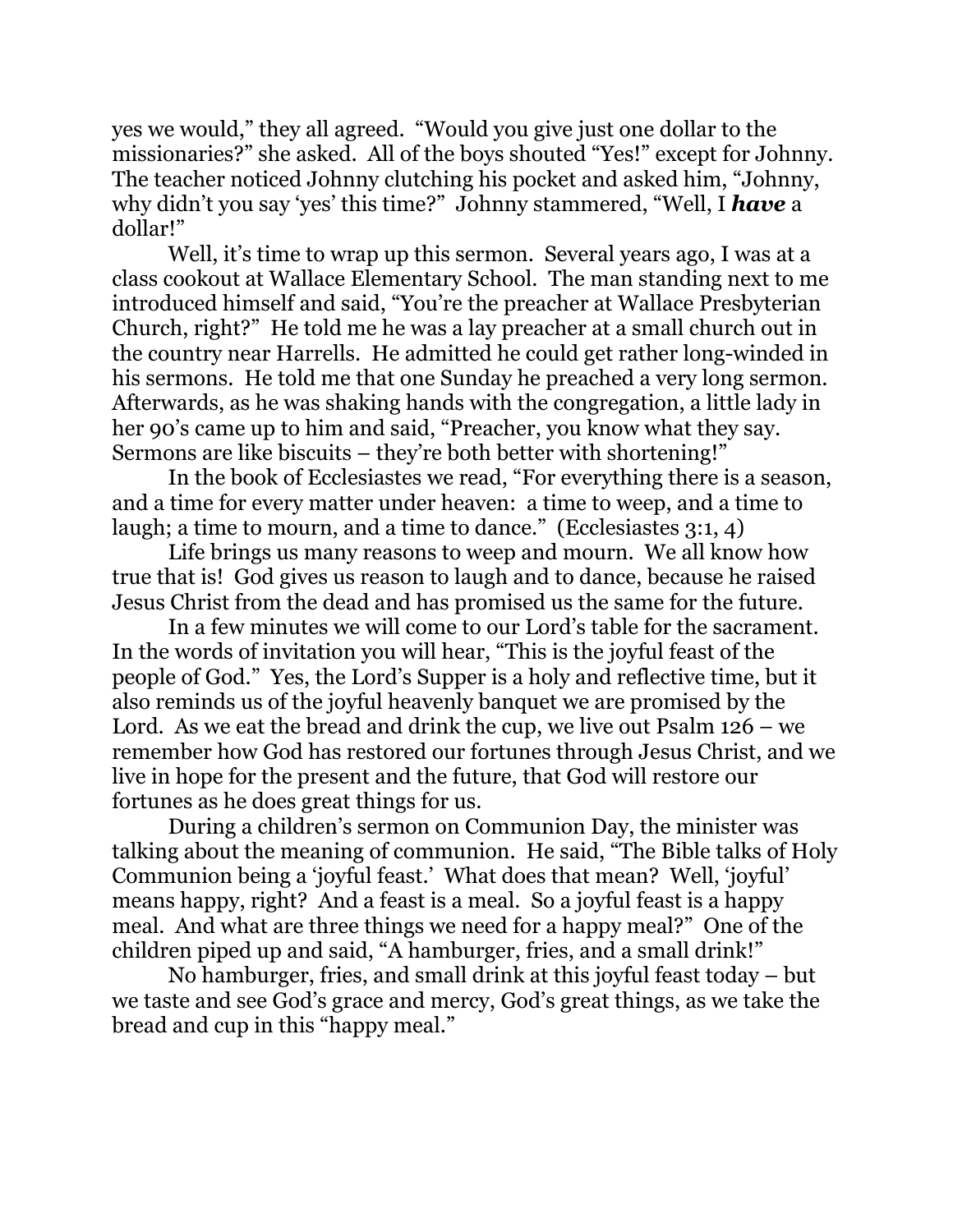yes we would," they all agreed. "Would you give just one dollar to the missionaries?" she asked. All of the boys shouted "Yes!" except for Johnny. The teacher noticed Johnny clutching his pocket and asked him, "Johnny, why didn't you say 'yes' this time?" Johnny stammered, "Well, I ***have*** a dollar!"

Well, it's time to wrap up this sermon. Several years ago, I was at a class cookout at Wallace Elementary School. The man standing next to me introduced himself and said, "You're the preacher at Wallace Presbyterian Church, right?" He told me he was a lay preacher at a small church out in the country near Harrells. He admitted he could get rather long-winded in his sermons. He told me that one Sunday he preached a very long sermon. Afterwards, as he was shaking hands with the congregation, a little lady in her 90's came up to him and said, "Preacher, you know what they say. Sermons are like biscuits – they're both better with shortening!"

In the book of Ecclesiastes we read, "For everything there is a season, and a time for every matter under heaven: a time to weep, and a time to laugh; a time to mourn, and a time to dance." (Ecclesiastes 3:1, 4)

Life brings us many reasons to weep and mourn. We all know how true that is! God gives us reason to laugh and to dance, because he raised Jesus Christ from the dead and has promised us the same for the future.

In a few minutes we will come to our Lord's table for the sacrament. In the words of invitation you will hear, "This is the joyful feast of the people of God." Yes, the Lord's Supper is a holy and reflective time, but it also reminds us of the joyful heavenly banquet we are promised by the Lord. As we eat the bread and drink the cup, we live out Psalm 126 – we remember how God has restored our fortunes through Jesus Christ, and we live in hope for the present and the future, that God will restore our fortunes as he does great things for us.

During a children's sermon on Communion Day, the minister was talking about the meaning of communion. He said, "The Bible talks of Holy Communion being a 'joyful feast.' What does that mean? Well, 'joyful' means happy, right? And a feast is a meal. So a joyful feast is a happy meal. And what are three things we need for a happy meal?" One of the children piped up and said, "A hamburger, fries, and a small drink!"

No hamburger, fries, and small drink at this joyful feast today – but we taste and see God's grace and mercy, God's great things, as we take the bread and cup in this "happy meal."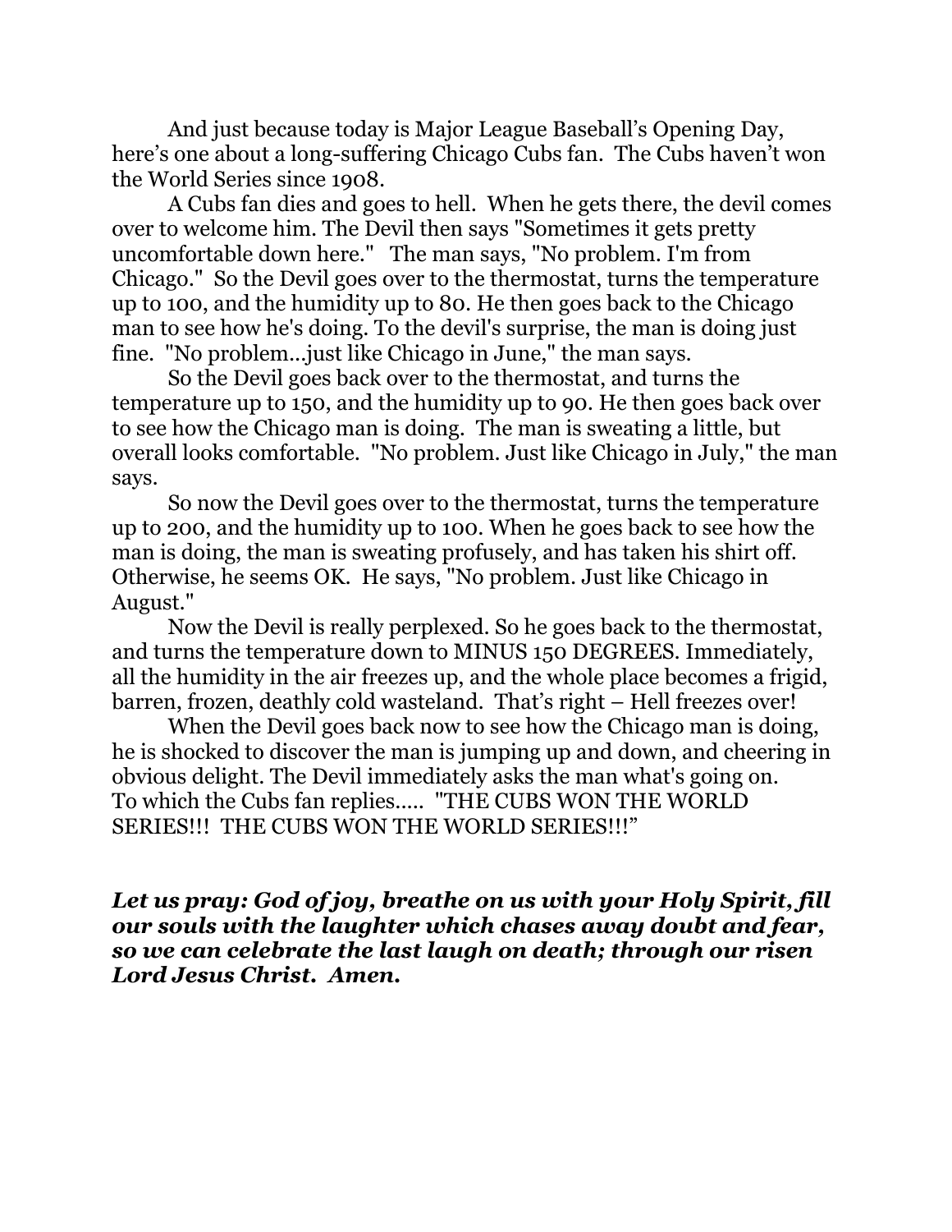And just because today is Major League Baseball's Opening Day, here's one about a long-suffering Chicago Cubs fan. The Cubs haven't won the World Series since 1908.

A Cubs fan dies and goes to hell. When he gets there, the devil comes over to welcome him. The Devil then says "Sometimes it gets pretty uncomfortable down here." The man says, "No problem. I'm from Chicago." So the Devil goes over to the thermostat, turns the temperature up to 100, and the humidity up to 80. He then goes back to the Chicago man to see how he's doing. To the devil's surprise, the man is doing just fine. "No problem…just like Chicago in June," the man says.

So the Devil goes back over to the thermostat, and turns the temperature up to 150, and the humidity up to 90. He then goes back over to see how the Chicago man is doing. The man is sweating a little, but overall looks comfortable. "No problem. Just like Chicago in July," the man says.

So now the Devil goes over to the thermostat, turns the temperature up to 200, and the humidity up to 100. When he goes back to see how the man is doing, the man is sweating profusely, and has taken his shirt off. Otherwise, he seems OK. He says, "No problem. Just like Chicago in August."

Now the Devil is really perplexed. So he goes back to the thermostat, and turns the temperature down to MINUS 150 DEGREES. Immediately, all the humidity in the air freezes up, and the whole place becomes a frigid, barren, frozen, deathly cold wasteland. That's right – Hell freezes over!

When the Devil goes back now to see how the Chicago man is doing, he is shocked to discover the man is jumping up and down, and cheering in obvious delight. The Devil immediately asks the man what's going on. To which the Cubs fan replies….. "THE CUBS WON THE WORLD SERIES!!! THE CUBS WON THE WORLD SERIES!!!"

***Let us pray: God of joy, breathe on us with your Holy Spirit, fill our souls with the laughter which chases away doubt and fear, so we can celebrate the last laugh on death; through our risen Lord Jesus Christ. Amen.***